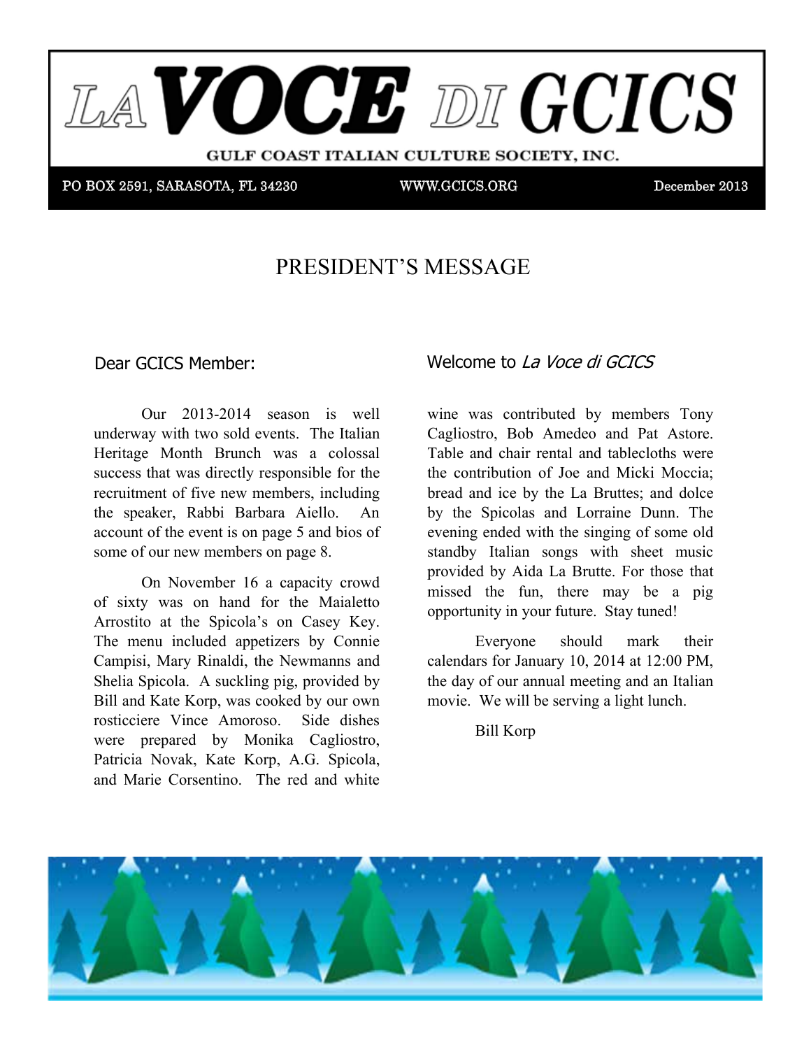# LA VOCE DI GCICS

GULF COAST ITALIAN CULTURE SOCIETY, INC.

PO BOX 2591, SARASOTA, FL 34230 | WWW.GCICS.ORG | December 2013

## PRESIDENT'S MESSAGE

Dear GCICS Member:

Welcome to *La Voce di GCICS*

Our 2013-2014 season is well underway with two sold events. The Italian Heritage Month Brunch was a colossal success that was directly responsible for the recruitment of five new members, including the speaker, Rabbi Barbara Aiello. An account of the event is on page 5 and bios of some of our new members on page 8.

On November 16 a capacity crowd of sixty was on hand for the Maialetto Arrostito at the Spicola's on Casey Key. The menu included appetizers by Connie Campisi, Mary Rinaldi, the Newmanns and Shelia Spicola. A suckling pig, provided by Bill and Kate Korp, was cooked by our own rosticciere Vince Amoroso. Side dishes were prepared by Monika Cagliostro, Patricia Novak, Kate Korp, A.G. Spicola, and Marie Corsentino. The red and white wine was contributed by members Tony Cagliostro, Bob Amedeo and Pat Astore. Table and chair rental and tablecloths were the contribution of Joe and Micki Moccia; bread and ice by the La Bruttes; and dolce by the Spicolas and Lorraine Dunn. The evening ended with the singing of some old standby Italian songs with sheet music provided by Aida La Brutte. For those that missed the fun, there may be a pig opportunity in your future. Stay tuned!

Everyone should mark their calendars for January 10, 2014 at 12:00 PM, the day of our annual meeting and an Italian movie. We will be serving a light lunch.

Bill Korp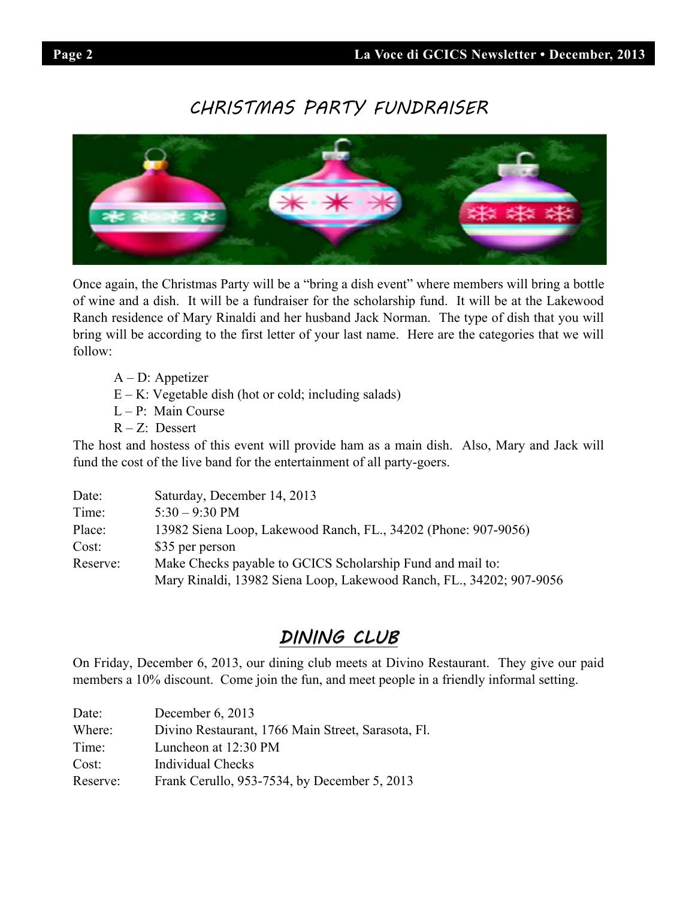# CHRISTMAS PARTY FUNDRAISER

Once again, the Christmas Party will be a "bring a dish event" where members will bring a bottle of wine and a dish. It will be a fundraiser for the scholarship fund. It will be at the Lakewood Ranch residence of Mary Rinaldi and her husband Jack Norman. The type of dish that you will bring will be according to the first letter of your last name. Here are the categories that we will follow:

- A – D: Appetizer
- E – K: Vegetable dish (hot or cold; including salads)
- L – P: Main Course
- R – Z: Dessert

The host and hostess of this event will provide ham as a main dish. Also, Mary and Jack will fund the cost of the live band for the entertainment of all party-goers.

| | |
|---|---|
| Date: | Saturday, December 14, 2013 |
| Time: | 5:30 – 9:30 PM |
| Place: | 13982 Siena Loop, Lakewood Ranch, FL., 34202 (Phone: 907-9056) |
| Cost: | $35 per person |
| Reserve: | Make Checks payable to GCICS Scholarship Fund and mail to: Mary Rinaldi, 13982 Siena Loop, Lakewood Ranch, FL., 34202; 907-9056 |

# DINING CLUB

On Friday, December 6, 2013, our dining club meets at Divino Restaurant. They give our paid members a 10% discount. Come join the fun, and meet people in a friendly informal setting.

| | |
|---|---|
| Date: | December 6, 2013 |
| Where: | Divino Restaurant, 1766 Main Street, Sarasota, Fl. |
| Time: | Luncheon at 12:30 PM |
| Cost: | Individual Checks |
| Reserve: | Frank Cerullo, 953-7534, by December 5, 2013 |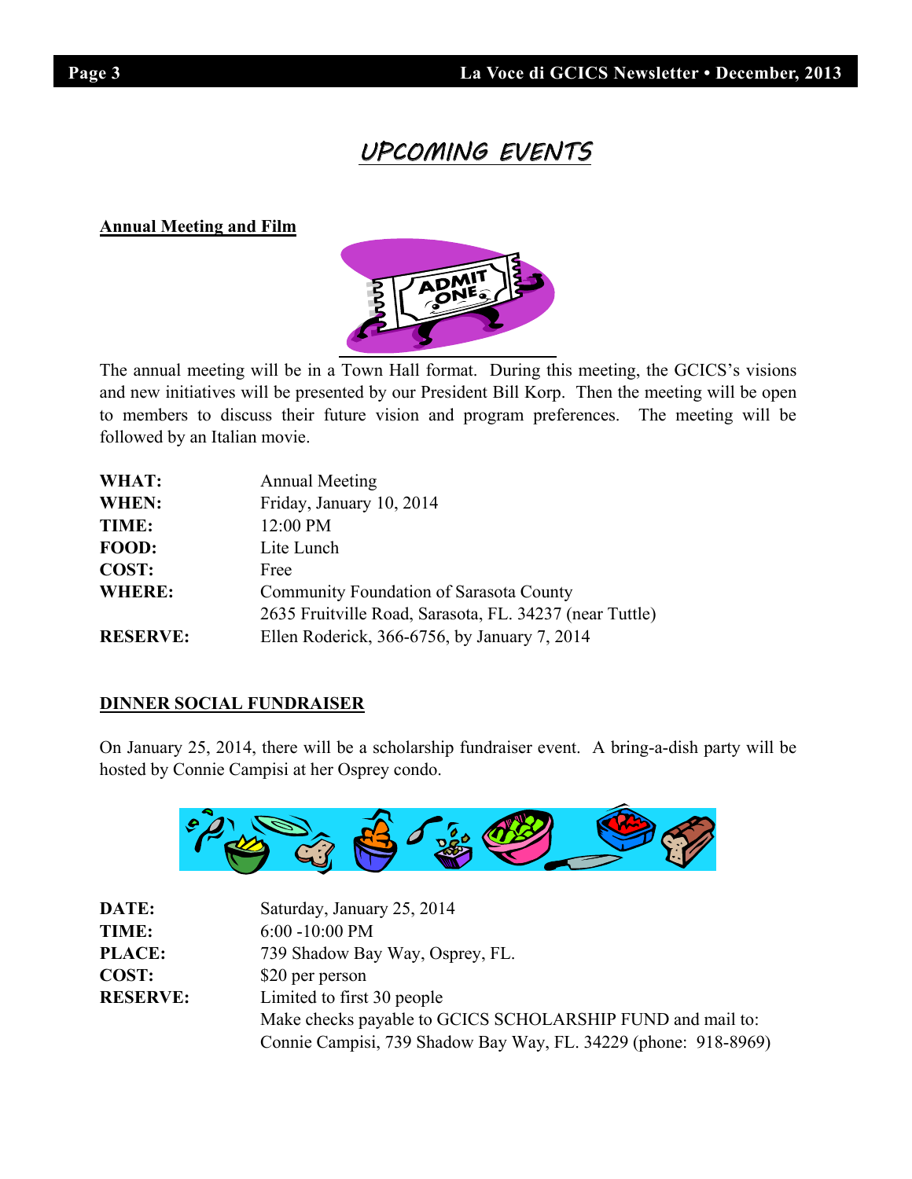# UPCOMING EVENTS

## Annual Meeting and Film

The annual meeting will be in a Town Hall format. During this meeting, the GCICS's visions and new initiatives will be presented by our President Bill Korp. Then the meeting will be open to members to discuss their future vision and program preferences. The meeting will be followed by an Italian movie.

**WHAT:** Annual Meeting
**WHEN:** Friday, January 10, 2014
**TIME:** 12:00 PM
**FOOD:** Lite Lunch
**COST:** Free
**WHERE:** Community Foundation of Sarasota County
2635 Fruitville Road, Sarasota, FL. 34237 (near Tuttle)
**RESERVE:** Ellen Roderick, 366-6756, by January 7, 2014

## DINNER SOCIAL FUNDRAISER

On January 25, 2014, there will be a scholarship fundraiser event. A bring-a-dish party will be hosted by Connie Campisi at her Osprey condo.

**DATE:** Saturday, January 25, 2014
**TIME:** 6:00 -10:00 PM
**PLACE:** 739 Shadow Bay Way, Osprey, FL.
**COST:** $20 per person
**RESERVE:** Limited to first 30 people
Make checks payable to GCICS SCHOLARSHIP FUND and mail to:
Connie Campisi, 739 Shadow Bay Way, FL. 34229 (phone: 918-8969)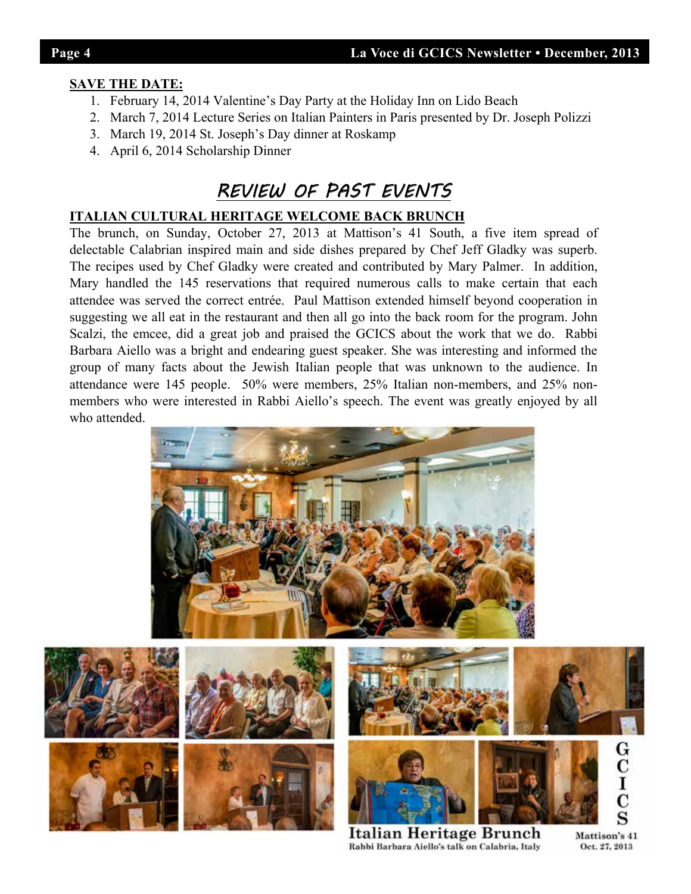**SAVE THE DATE:**

1. February 14, 2014 Valentine's Day Party at the Holiday Inn on Lido Beach
2. March 7, 2014 Lecture Series on Italian Painters in Paris presented by Dr. Joseph Polizzi
3. March 19, 2014 St. Joseph's Day dinner at Roskamp
4. April 6, 2014 Scholarship Dinner

## REVIEW OF PAST EVENTS

**ITALIAN CULTURAL HERITAGE WELCOME BACK BRUNCH**

The brunch, on Sunday, October 27, 2013 at Mattison's 41 South, a five item spread of delectable Calabrian inspired main and side dishes prepared by Chef Jeff Gladky was superb. The recipes used by Chef Gladky were created and contributed by Mary Palmer. In addition, Mary handled the 145 reservations that required numerous calls to make certain that each attendee was served the correct entrée. Paul Mattison extended himself beyond cooperation in suggesting we all eat in the restaurant and then all go into the back room for the program. John Scalzi, the emcee, did a great job and praised the GCICS about the work that we do. Rabbi Barbara Aiello was a bright and endearing guest speaker. She was interesting and informed the group of many facts about the Jewish Italian people that was unknown to the audience. In attendance were 145 people. 50% were members, 25% Italian non-members, and 25% non-members who were interested in Rabbi Aiello's speech. The event was greatly enjoyed by all who attended.

GCICS

Italian Heritage Brunch
Rabbi Barbara Aiello's talk on Calabria, Italy

Mattison's 41
Oct. 27, 2013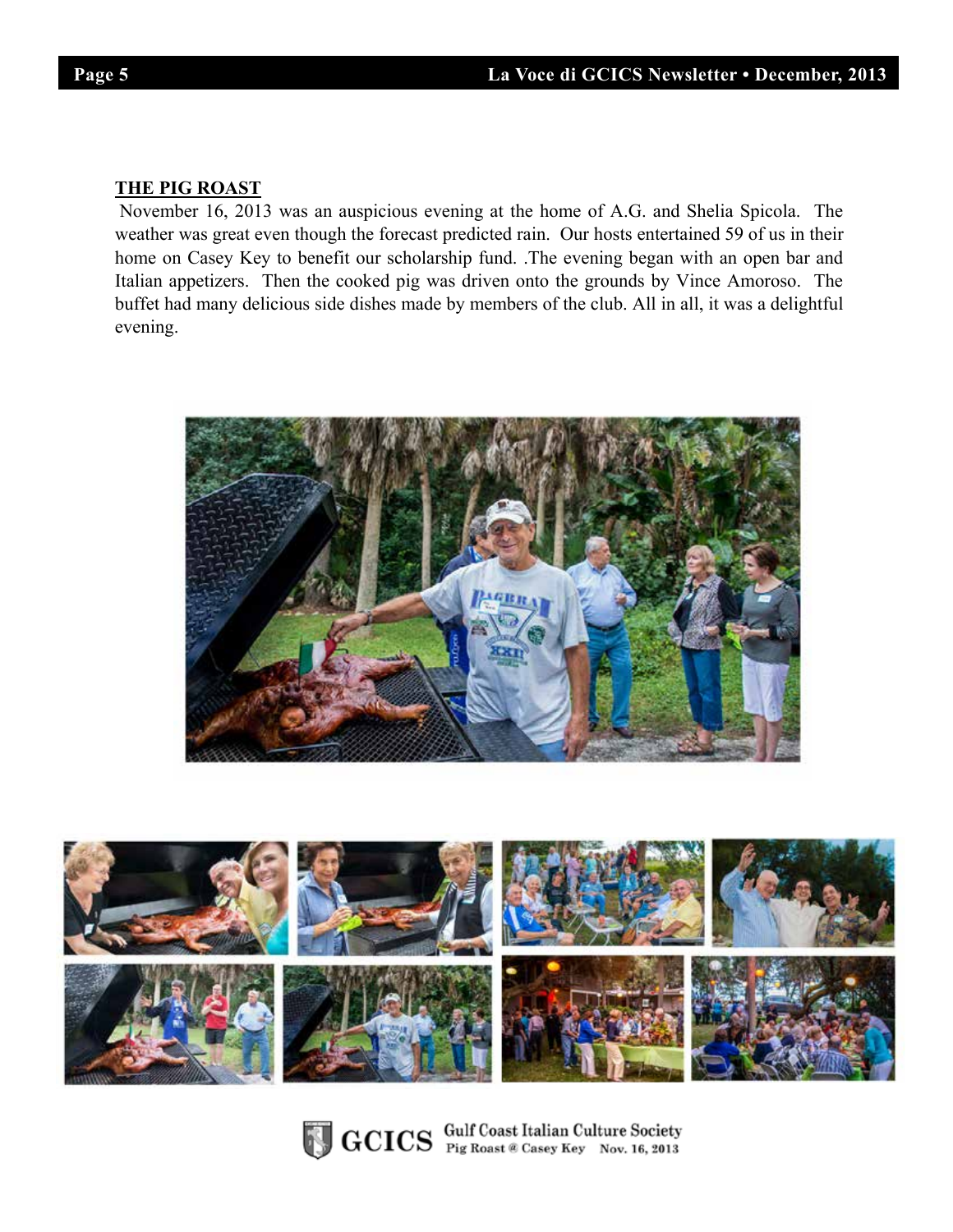## THE PIG ROAST

November 16, 2013 was an auspicious evening at the home of A.G. and Shelia Spicola. The weather was great even though the forecast predicted rain. Our hosts entertained 59 of us in their home on Casey Key to benefit our scholarship fund. .The evening began with an open bar and Italian appetizers. Then the cooked pig was driven onto the grounds by Vince Amoroso. The buffet had many delicious side dishes made by members of the club. All in all, it was a delightful evening.

GCICS Gulf Coast Italian Culture Society Pig Roast @ Casey Key Nov. 16, 2013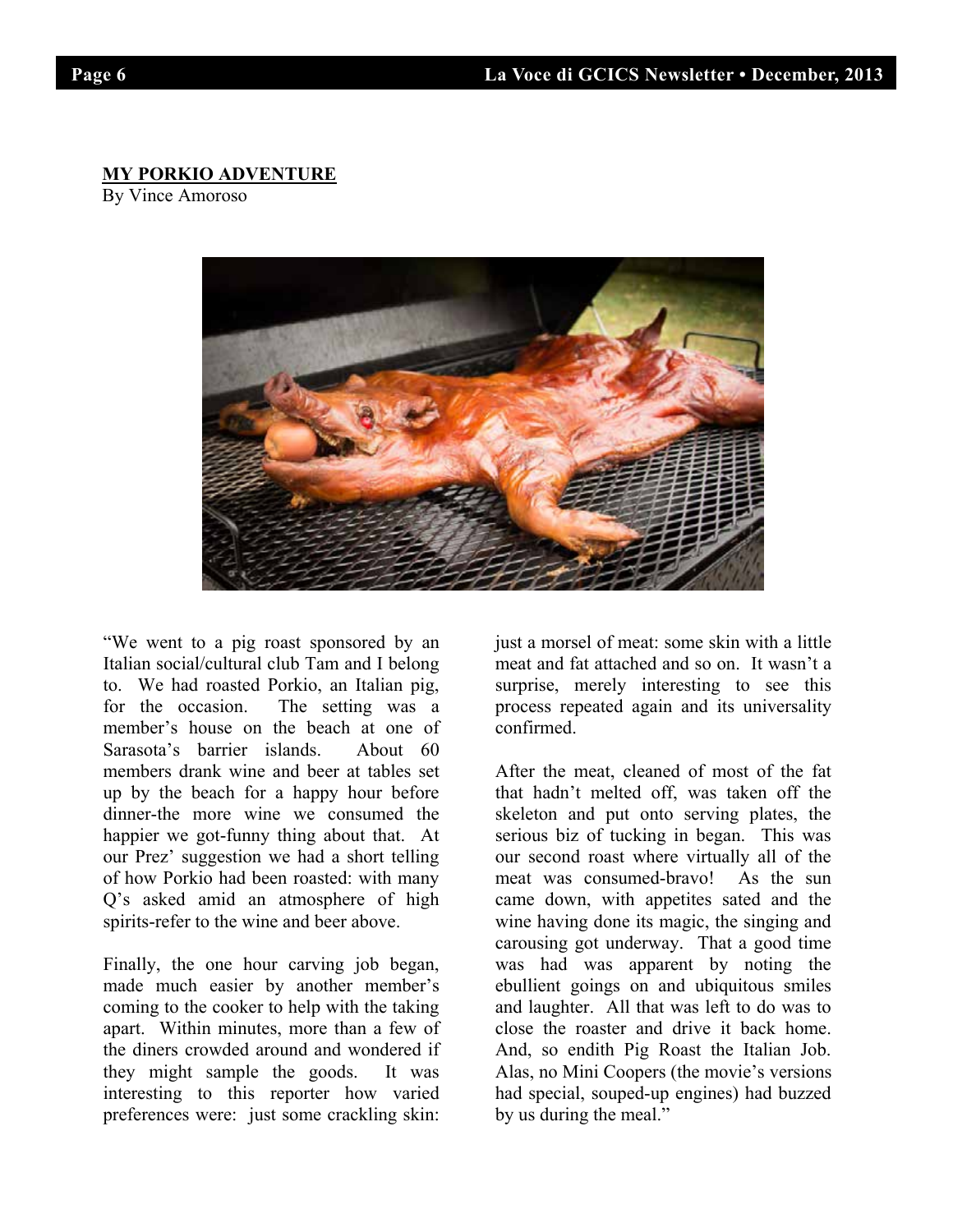**MY PORKIO ADVENTURE**

By Vince Amoroso

"We went to a pig roast sponsored by an Italian social/cultural club Tam and I belong to. We had roasted Porkio, an Italian pig, for the occasion. The setting was a member's house on the beach at one of Sarasota's barrier islands. About 60 members drank wine and beer at tables set up by the beach for a happy hour before dinner-the more wine we consumed the happier we got-funny thing about that. At our Prez' suggestion we had a short telling of how Porkio had been roasted: with many Q's asked amid an atmosphere of high spirits-refer to the wine and beer above.

Finally, the one hour carving job began, made much easier by another member's coming to the cooker to help with the taking apart. Within minutes, more than a few of the diners crowded around and wondered if they might sample the goods. It was interesting to this reporter how varied preferences were: just some crackling skin: just a morsel of meat: some skin with a little meat and fat attached and so on. It wasn't a surprise, merely interesting to see this process repeated again and its universality confirmed.

After the meat, cleaned of most of the fat that hadn't melted off, was taken off the skeleton and put onto serving plates, the serious biz of tucking in began. This was our second roast where virtually all of the meat was consumed-bravo! As the sun came down, with appetites sated and the wine having done its magic, the singing and carousing got underway. That a good time was had was apparent by noting the ebullient goings on and ubiquitous smiles and laughter. All that was left to do was to close the roaster and drive it back home. And, so endith Pig Roast the Italian Job. Alas, no Mini Coopers (the movie's versions had special, souped-up engines) had buzzed by us during the meal."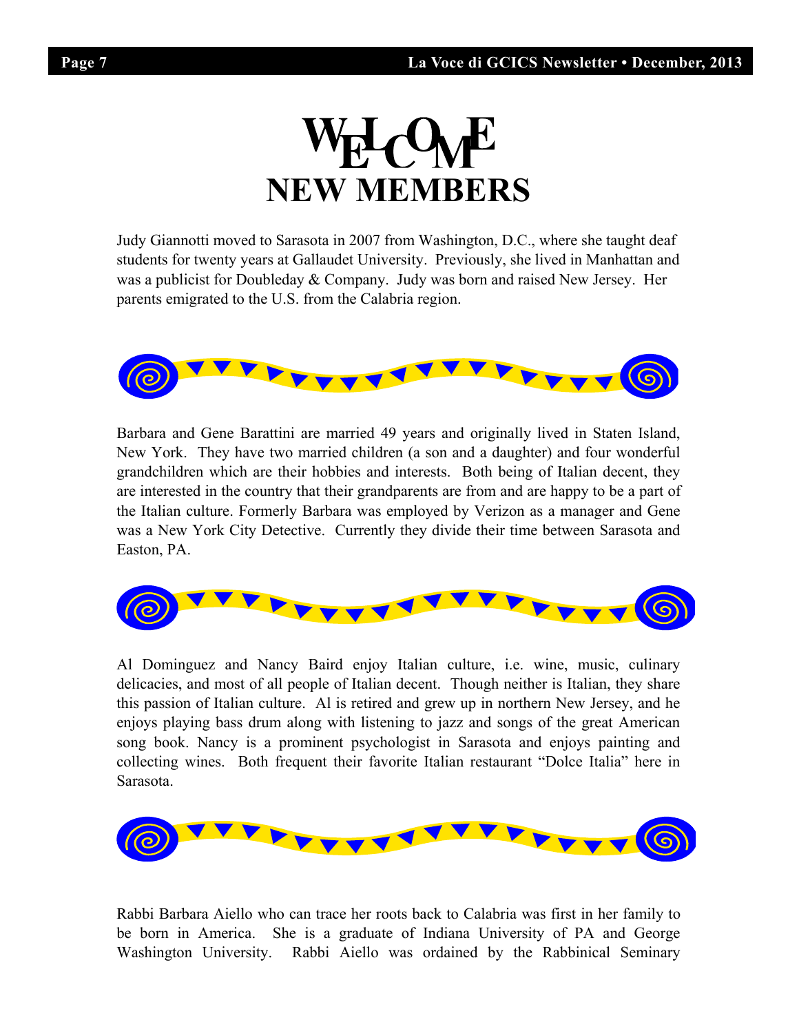# WELCOME NEW MEMBERS

Judy Giannotti moved to Sarasota in 2007 from Washington, D.C., where she taught deaf students for twenty years at Gallaudet University. Previously, she lived in Manhattan and was a publicist for Doubleday & Company. Judy was born and raised New Jersey. Her parents emigrated to the U.S. from the Calabria region.

Barbara and Gene Barattini are married 49 years and originally lived in Staten Island, New York. They have two married children (a son and a daughter) and four wonderful grandchildren which are their hobbies and interests. Both being of Italian decent, they are interested in the country that their grandparents are from and are happy to be a part of the Italian culture. Formerly Barbara was employed by Verizon as a manager and Gene was a New York City Detective. Currently they divide their time between Sarasota and Easton, PA.

Al Dominguez and Nancy Baird enjoy Italian culture, i.e. wine, music, culinary delicacies, and most of all people of Italian decent. Though neither is Italian, they share this passion of Italian culture. Al is retired and grew up in northern New Jersey, and he enjoys playing bass drum along with listening to jazz and songs of the great American song book. Nancy is a prominent psychologist in Sarasota and enjoys painting and collecting wines. Both frequent their favorite Italian restaurant "Dolce Italia" here in Sarasota.

Rabbi Barbara Aiello who can trace her roots back to Calabria was first in her family to be born in America. She is a graduate of Indiana University of PA and George Washington University. Rabbi Aiello was ordained by the Rabbinical Seminary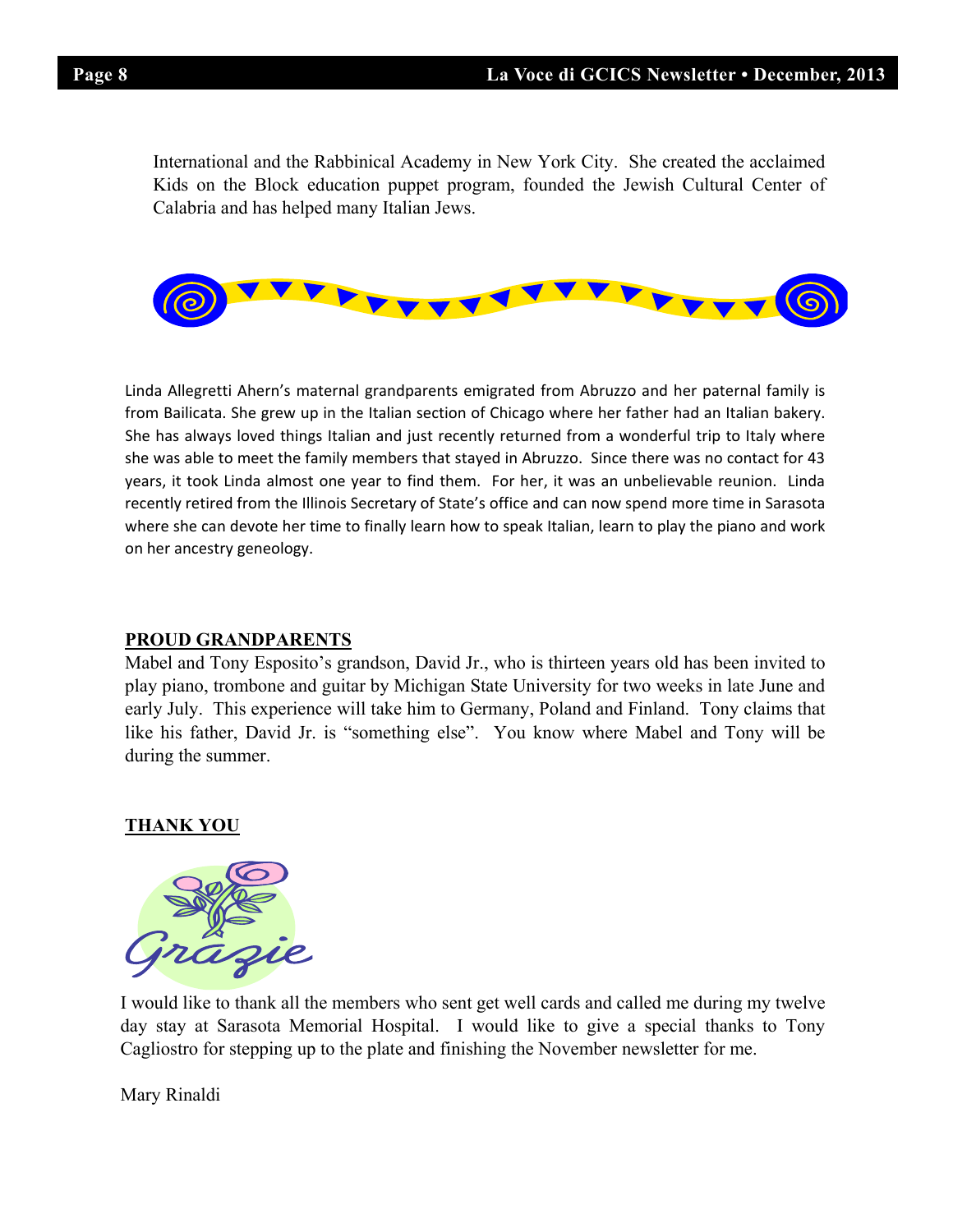International and the Rabbinical Academy in New York City. She created the acclaimed Kids on the Block education puppet program, founded the Jewish Cultural Center of Calabria and has helped many Italian Jews.

Linda Allegretti Ahern's maternal grandparents emigrated from Abruzzo and her paternal family is from Bailicata. She grew up in the Italian section of Chicago where her father had an Italian bakery. She has always loved things Italian and just recently returned from a wonderful trip to Italy where she was able to meet the family members that stayed in Abruzzo. Since there was no contact for 43 years, it took Linda almost one year to find them. For her, it was an unbelievable reunion. Linda recently retired from the Illinois Secretary of State's office and can now spend more time in Sarasota where she can devote her time to finally learn how to speak Italian, learn to play the piano and work on her ancestry geneology.

**PROUD GRANDPARENTS**

Mabel and Tony Esposito's grandson, David Jr., who is thirteen years old has been invited to play piano, trombone and guitar by Michigan State University for two weeks in late June and early July. This experience will take him to Germany, Poland and Finland. Tony claims that like his father, David Jr. is "something else". You know where Mabel and Tony will be during the summer.

**THANK YOU**

Grazie

I would like to thank all the members who sent get well cards and called me during my twelve day stay at Sarasota Memorial Hospital. I would like to give a special thanks to Tony Cagliostro for stepping up to the plate and finishing the November newsletter for me.

Mary Rinaldi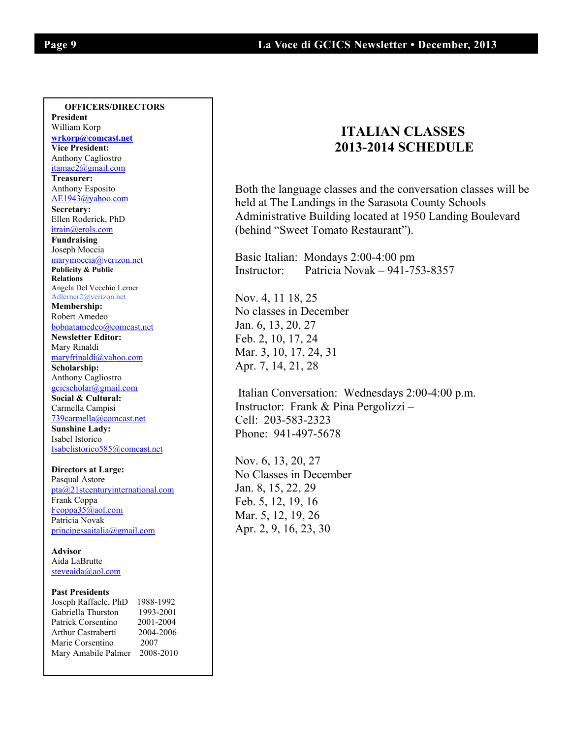**OFFICERS/DIRECTORS**

**President**
William Korp
**wrkorp@comcast.net**

**Vice President:**
Anthony Cagliostro
itamac2@gmail.com

**Treasurer:**
Anthony Esposito
AE1943@yahoo.com

**Secretary:**
Ellen Roderick, PhD
itrain@erols.com

**Fundraising**
Joseph Moccia
marymoccia@verizon.net

**Publicity & Public Relations**
Angela Del Vecchio Lerner
Adlerner2@verizon.net

**Membership:**
Robert Amedeo
bobnatamedeo@comcast.net

**Newsletter Editor:**
Mary Rinaldi
maryfrinaldi@yahoo.com

**Scholarship:**
Anthony Cagliostro
gcicscholar@gmail.com

**Social & Cultural:**
Carmella Campisi
739carmella@comcast.net

**Sunshine Lady:**
Isabel Istorico
Isabelistorico585@comcast.net

**Directors at Large:**
Pasqual Astore
pta@21stcenturyinternational.com
Frank Coppa
Fcoppa35@aol.com
Patricia Novak
principessaitalia@gmail.com

**Advisor**
Aida LaBrutte
steveaida@aol.com

**Past Presidents**

| | |
|---|---|
| Joseph Raffaele, PhD | 1988-1992 |
| Gabriella Thurston | 1993-2001 |
| Patrick Corsentino | 2001-2004 |
| Arthur Castraberti | 2004-2006 |
| Marie Corsentino | 2007 |
| Mary Amabile Palmer | 2008-2010 |

# ITALIAN CLASSES
# 2013-2014 SCHEDULE

Both the language classes and the conversation classes will be held at The Landings in the Sarasota County Schools Administrative Building located at 1950 Landing Boulevard (behind "Sweet Tomato Restaurant").

Basic Italian: Mondays 2:00-4:00 pm
Instructor: Patricia Novak – 941-753-8357

Nov. 4, 11 18, 25
No classes in December
Jan. 6, 13, 20, 27
Feb. 2, 10, 17, 24
Mar. 3, 10, 17, 24, 31
Apr. 7, 14, 21, 28

Italian Conversation: Wednesdays 2:00-4:00 p.m.
Instructor: Frank & Pina Pergolizzi –
Cell: 203-583-2323
Phone: 941-497-5678

Nov. 6, 13, 20, 27
No Classes in December
Jan. 8, 15, 22, 29
Feb. 5, 12, 19, 16
Mar. 5, 12, 19, 26
Apr. 2, 9, 16, 23, 30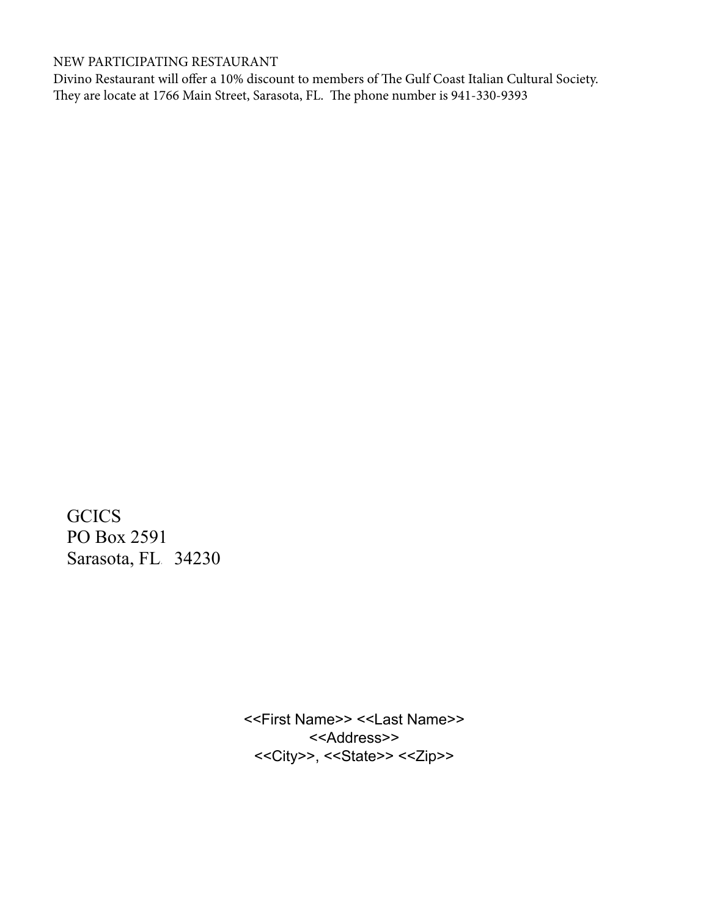NEW PARTICIPATING RESTAURANT

Divino Restaurant will offer a 10% discount to members of The Gulf Coast Italian Cultural Society. They are locate at 1766 Main Street, Sarasota, FL. The phone number is 941-330-9393

GCICS
PO Box 2591
Sarasota, FL. 34230

<<First Name>> <<Last Name>>
<<Address>>
<<City>>, <<State>> <<Zip>>